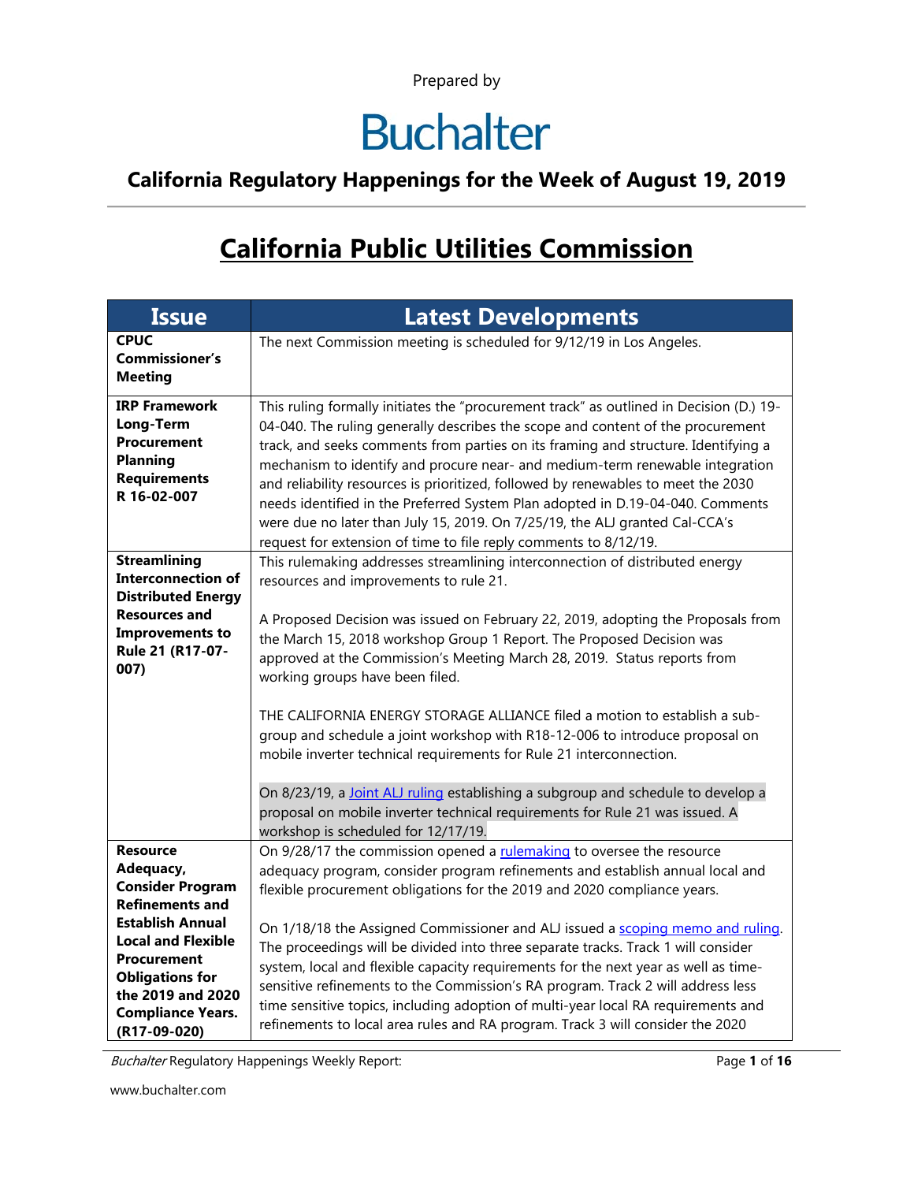Prepared by

# Buchalter

## California Regulatory Happenings for the Week of August 19, 2019

# California Public Utilities Commission

| Issue | Latest Developments |
| --- | --- |
| **CPUC Commissioner's Meeting** | The next Commission meeting is scheduled for 9/12/19 in Los Angeles. |
| **IRP Framework Long-Term Procurement Planning Requirements R 16-02-007** | This ruling formally initiates the "procurement track" as outlined in Decision (D.) 19-04-040. The ruling generally describes the scope and content of the procurement track, and seeks comments from parties on its framing and structure. Identifying a mechanism to identify and procure near- and medium-term renewable integration and reliability resources is prioritized, followed by renewables to meet the 2030 needs identified in the Preferred System Plan adopted in D.19-04-040. Comments were due no later than July 15, 2019. On 7/25/19, the ALJ granted Cal-CCA's request for extension of time to file reply comments to 8/12/19. |
| **Streamlining Interconnection of Distributed Energy Resources and Improvements to Rule 21 (R17-07-007)** | This rulemaking addresses streamlining interconnection of distributed energy resources and improvements to rule 21.<br><br>A Proposed Decision was issued on February 22, 2019, adopting the Proposals from the March 15, 2018 workshop Group 1 Report. The Proposed Decision was approved at the Commission's Meeting March 28, 2019. Status reports from working groups have been filed.<br><br>THE CALIFORNIA ENERGY STORAGE ALLIANCE filed a motion to establish a sub-group and schedule a joint workshop with R18-12-006 to introduce proposal on mobile inverter technical requirements for Rule 21 interconnection.<br><br>On 8/23/19, a Joint ALJ ruling establishing a subgroup and schedule to develop a proposal on mobile inverter technical requirements for Rule 21 was issued. A workshop is scheduled for 12/17/19. |
| **Resource Adequacy, Consider Program Refinements and Establish Annual Local and Flexible Procurement Obligations for the 2019 and 2020 Compliance Years. (R17-09-020)** | On 9/28/17 the commission opened a rulemaking to oversee the resource adequacy program, consider program refinements and establish annual local and flexible procurement obligations for the 2019 and 2020 compliance years.<br><br>On 1/18/18 the Assigned Commissioner and ALJ issued a scoping memo and ruling. The proceedings will be divided into three separate tracks. Track 1 will consider system, local and flexible capacity requirements for the next year as well as time-sensitive refinements to the Commission's RA program. Track 2 will address less time sensitive topics, including adoption of multi-year local RA requirements and refinements to local area rules and RA program. Track 3 will consider the 2020 |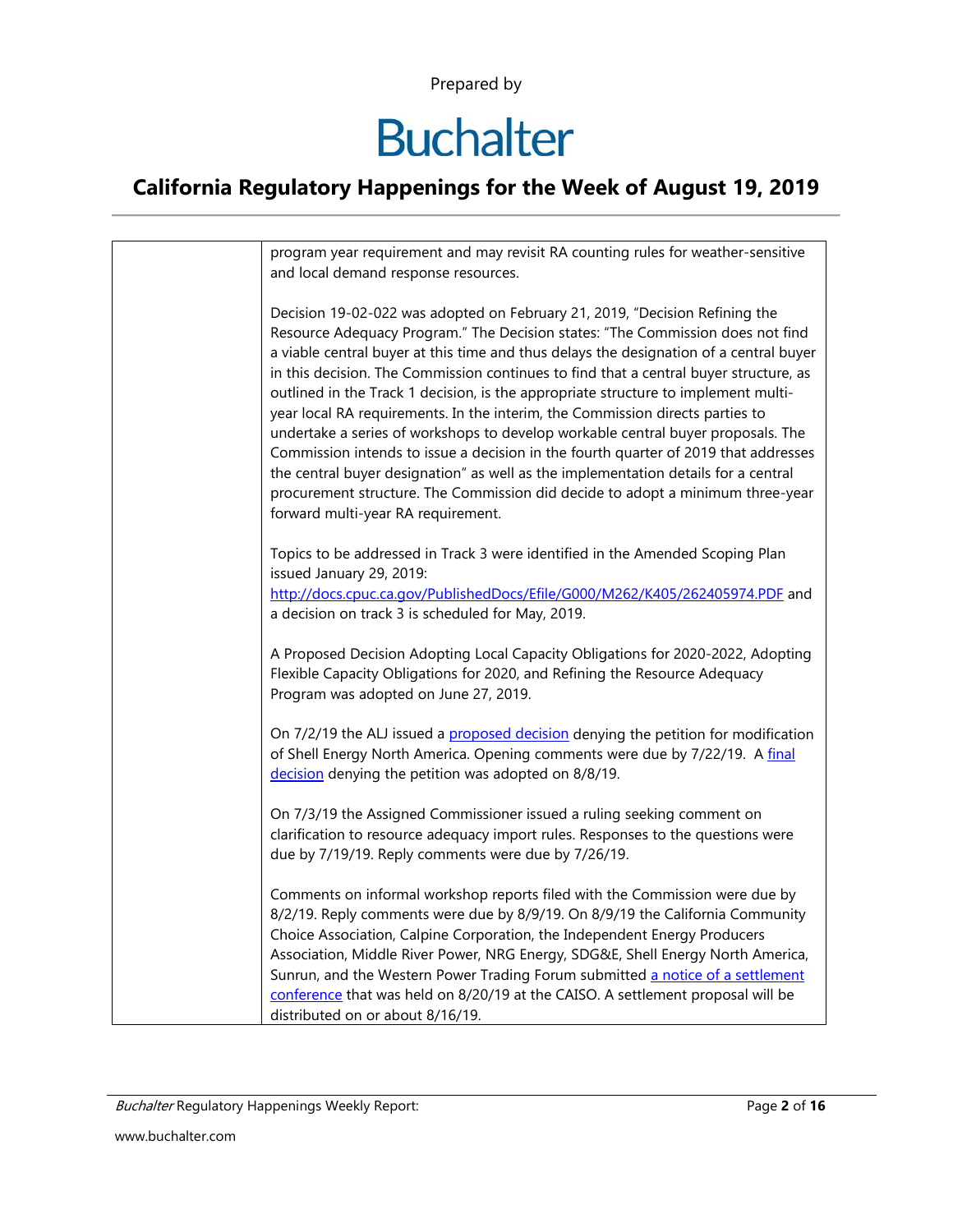| | |
|---|---|
| | program year requirement and may revisit RA counting rules for weather-sensitive and local demand response resources.<br><br>Decision 19-02-022 was adopted on February 21, 2019, "Decision Refining the Resource Adequacy Program." The Decision states: "The Commission does not find a viable central buyer at this time and thus delays the designation of a central buyer in this decision. The Commission continues to find that a central buyer structure, as outlined in the Track 1 decision, is the appropriate structure to implement multi-year local RA requirements. In the interim, the Commission directs parties to undertake a series of workshops to develop workable central buyer proposals. The Commission intends to issue a decision in the fourth quarter of 2019 that addresses the central buyer designation" as well as the implementation details for a central procurement structure. The Commission did decide to adopt a minimum three-year forward multi-year RA requirement.<br><br>Topics to be addressed in Track 3 were identified in the Amended Scoping Plan issued January 29, 2019: http://docs.cpuc.ca.gov/PublishedDocs/Efile/G000/M262/K405/262405974.PDF and a decision on track 3 is scheduled for May, 2019.<br><br>A Proposed Decision Adopting Local Capacity Obligations for 2020-2022, Adopting Flexible Capacity Obligations for 2020, and Refining the Resource Adequacy Program was adopted on June 27, 2019.<br><br>On 7/2/19 the ALJ issued a proposed decision denying the petition for modification of Shell Energy North America. Opening comments were due by 7/22/19. A final decision denying the petition was adopted on 8/8/19.<br><br>On 7/3/19 the Assigned Commissioner issued a ruling seeking comment on clarification to resource adequacy import rules. Responses to the questions were due by 7/19/19. Reply comments were due by 7/26/19.<br><br>Comments on informal workshop reports filed with the Commission were due by 8/2/19. Reply comments were due by 8/9/19. On 8/9/19 the California Community Choice Association, Calpine Corporation, the Independent Energy Producers Association, Middle River Power, NRG Energy, SDG&E, Shell Energy North America, Sunrun, and the Western Power Trading Forum submitted a notice of a settlement conference that was held on 8/20/19 at the CAISO. A settlement proposal will be distributed on or about 8/16/19. |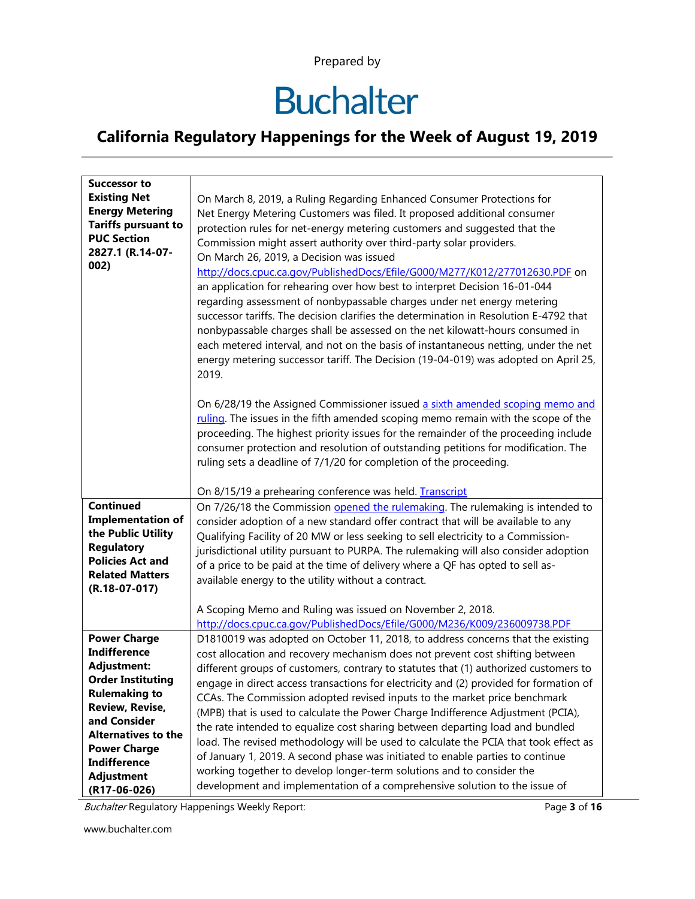Prepared by

# Buchalter

## California Regulatory Happenings for the Week of August 19, 2019

| | |
|---|---|
| **Successor to Existing Net Energy Metering Tariffs pursuant to PUC Section 2827.1 (R.14-07-002)** | On March 8, 2019, a Ruling Regarding Enhanced Consumer Protections for Net Energy Metering Customers was filed. It proposed additional consumer protection rules for net-energy metering customers and suggested that the Commission might assert authority over third-party solar providers.<br>On March 26, 2019, a Decision was issued http://docs.cpuc.ca.gov/PublishedDocs/Efile/G000/M277/K012/277012630.PDF on an application for rehearing over how best to interpret Decision 16-01-044 regarding assessment of nonbypassable charges under net energy metering successor tariffs. The decision clarifies the determination in Resolution E-4792 that nonbypassable charges shall be assessed on the net kilowatt-hours consumed in each metered interval, and not on the basis of instantaneous netting, under the net energy metering successor tariff. The Decision (19-04-019) was adopted on April 25, 2019.<br><br>On 6/28/19 the Assigned Commissioner issued a sixth amended scoping memo and ruling. The issues in the fifth amended scoping memo remain with the scope of the proceeding. The highest priority issues for the remainder of the proceeding include consumer protection and resolution of outstanding petitions for modification. The ruling sets a deadline of 7/1/20 for completion of the proceeding.<br><br>On 8/15/19 a prehearing conference was held. Transcript |
| **Continued Implementation of the Public Utility Regulatory Policies Act and Related Matters (R.18-07-017)** | On 7/26/18 the Commission opened the rulemaking. The rulemaking is intended to consider adoption of a new standard offer contract that will be available to any Qualifying Facility of 20 MW or less seeking to sell electricity to a Commission-jurisdictional utility pursuant to PURPA. The rulemaking will also consider adoption of a price to be paid at the time of delivery where a QF has opted to sell as-available energy to the utility without a contract.<br><br>A Scoping Memo and Ruling was issued on November 2, 2018. http://docs.cpuc.ca.gov/PublishedDocs/Efile/G000/M236/K009/236009738.PDF |
| **Power Charge Indifference Adjustment: Order Instituting Rulemaking to Review, Revise, and Consider Alternatives to the Power Charge Indifference Adjustment (R17-06-026)** | D1810019 was adopted on October 11, 2018, to address concerns that the existing cost allocation and recovery mechanism does not prevent cost shifting between different groups of customers, contrary to statutes that (1) authorized customers to engage in direct access transactions for electricity and (2) provided for formation of CCAs. The Commission adopted revised inputs to the market price benchmark (MPB) that is used to calculate the Power Charge Indifference Adjustment (PCIA), the rate intended to equalize cost sharing between departing load and bundled load. The revised methodology will be used to calculate the PCIA that took effect as of January 1, 2019. A second phase was initiated to enable parties to continue working together to develop longer-term solutions and to consider the development and implementation of a comprehensive solution to the issue of |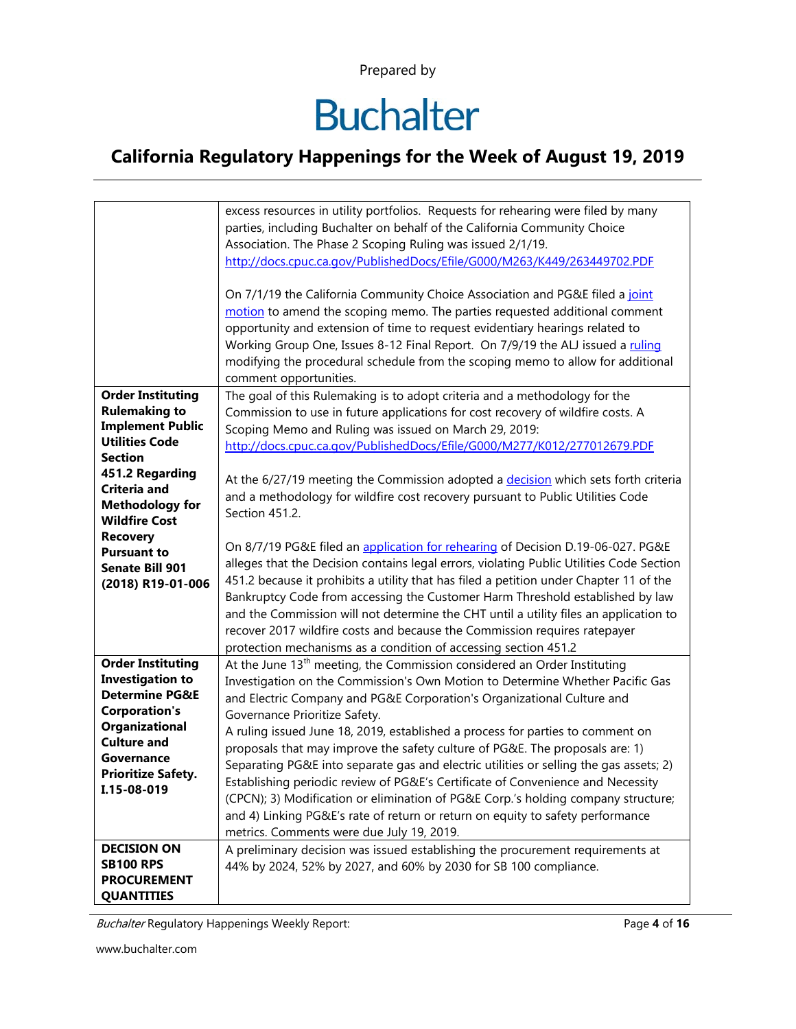| | |
|---|---|
| | excess resources in utility portfolios. Requests for rehearing were filed by many parties, including Buchalter on behalf of the California Community Choice Association. The Phase 2 Scoping Ruling was issued 2/1/19. http://docs.cpuc.ca.gov/PublishedDocs/Efile/G000/M263/K449/263449702.PDF<br><br>On 7/1/19 the California Community Choice Association and PG&E filed a joint motion to amend the scoping memo. The parties requested additional comment opportunity and extension of time to request evidentiary hearings related to Working Group One, Issues 8-12 Final Report. On 7/9/19 the ALJ issued a ruling modifying the procedural schedule from the scoping memo to allow for additional comment opportunities. |
| **Order Instituting Rulemaking to Implement Public Utilities Code Section 451.2 Regarding Criteria and Methodology for Wildfire Cost Recovery Pursuant to Senate Bill 901 (2018) R19-01-006** | The goal of this Rulemaking is to adopt criteria and a methodology for the Commission to use in future applications for cost recovery of wildfire costs. A Scoping Memo and Ruling was issued on March 29, 2019: http://docs.cpuc.ca.gov/PublishedDocs/Efile/G000/M277/K012/277012679.PDF<br><br>At the 6/27/19 meeting the Commission adopted a decision which sets forth criteria and a methodology for wildfire cost recovery pursuant to Public Utilities Code Section 451.2.<br><br>On 8/7/19 PG&E filed an application for rehearing of Decision D.19-06-027. PG&E alleges that the Decision contains legal errors, violating Public Utilities Code Section 451.2 because it prohibits a utility that has filed a petition under Chapter 11 of the Bankruptcy Code from accessing the Customer Harm Threshold established by law and the Commission will not determine the CHT until a utility files an application to recover 2017 wildfire costs and because the Commission requires ratepayer protection mechanisms as a condition of accessing section 451.2 |
| **Order Instituting Investigation to Determine PG&E Corporation's Organizational Culture and Governance Prioritize Safety. I.15-08-019** | At the June 13th meeting, the Commission considered an Order Instituting Investigation on the Commission's Own Motion to Determine Whether Pacific Gas and Electric Company and PG&E Corporation's Organizational Culture and Governance Prioritize Safety.<br>A ruling issued June 18, 2019, established a process for parties to comment on proposals that may improve the safety culture of PG&E. The proposals are: 1) Separating PG&E into separate gas and electric utilities or selling the gas assets; 2) Establishing periodic review of PG&E's Certificate of Convenience and Necessity (CPCN); 3) Modification or elimination of PG&E Corp.'s holding company structure; and 4) Linking PG&E's rate of return or return on equity to safety performance metrics. Comments were due July 19, 2019. |
| **DECISION ON SB100 RPS PROCUREMENT QUANTITIES** | A preliminary decision was issued establishing the procurement requirements at 44% by 2024, 52% by 2027, and 60% by 2030 for SB 100 compliance. |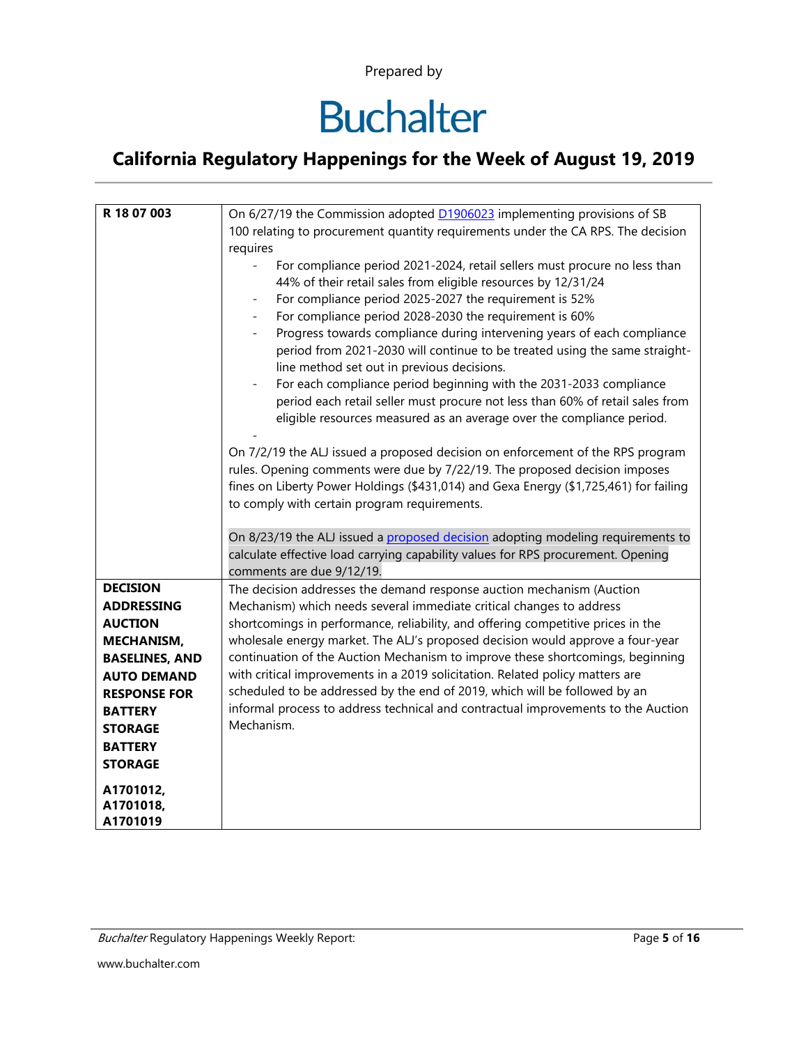Prepared by

# Buchalter

## California Regulatory Happenings for the Week of August 19, 2019

| | |
|---|---|
| **R 18 07 003** | On 6/27/19 the Commission adopted [D1906023](D1906023) implementing provisions of SB 100 relating to procurement quantity requirements under the CA RPS. The decision requires<br>- For compliance period 2021-2024, retail sellers must procure no less than 44% of their retail sales from eligible resources by 12/31/24<br>- For compliance period 2025-2027 the requirement is 52%<br>- For compliance period 2028-2030 the requirement is 60%<br>- Progress towards compliance during intervening years of each compliance period from 2021-2030 will continue to be treated using the same straight-line method set out in previous decisions.<br>- For each compliance period beginning with the 2031-2033 compliance period each retail seller must procure not less than 60% of retail sales from eligible resources measured as an average over the compliance period.<br>-<br><br>On 7/2/19 the ALJ issued a proposed decision on enforcement of the RPS program rules. Opening comments were due by 7/22/19. The proposed decision imposes fines on Liberty Power Holdings ($431,014) and Gexa Energy ($1,725,461) for failing to comply with certain program requirements.<br><br>On 8/23/19 the ALJ issued a [proposed decision](proposed decision) adopting modeling requirements to calculate effective load carrying capability values for RPS procurement. Opening comments are due 9/12/19. |
| **DECISION ADDRESSING AUCTION MECHANISM, BASELINES, AND AUTO DEMAND RESPONSE FOR BATTERY STORAGE BATTERY STORAGE**<br><br>**A1701012, A1701018, A1701019** | The decision addresses the demand response auction mechanism (Auction Mechanism) which needs several immediate critical changes to address shortcomings in performance, reliability, and offering competitive prices in the wholesale energy market. The ALJ's proposed decision would approve a four-year continuation of the Auction Mechanism to improve these shortcomings, beginning with critical improvements in a 2019 solicitation. Related policy matters are scheduled to be addressed by the end of 2019, which will be followed by an informal process to address technical and contractual improvements to the Auction Mechanism. |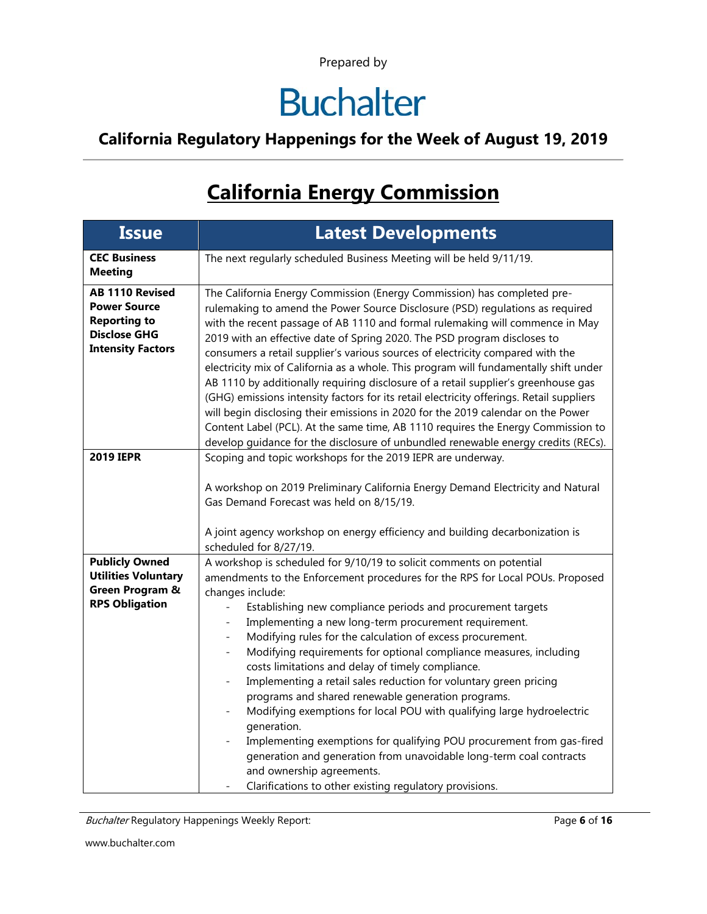Prepared by

# Buchalter

## California Regulatory Happenings for the Week of August 19, 2019

# California Energy Commission

| Issue | Latest Developments |
|---|---|
| **CEC Business Meeting** | The next regularly scheduled Business Meeting will be held 9/11/19. |
| **AB 1110 Revised Power Source Reporting to Disclose GHG Intensity Factors** | The California Energy Commission (Energy Commission) has completed pre-rulemaking to amend the Power Source Disclosure (PSD) regulations as required with the recent passage of AB 1110 and formal rulemaking will commence in May 2019 with an effective date of Spring 2020. The PSD program discloses to consumers a retail supplier's various sources of electricity compared with the electricity mix of California as a whole. This program will fundamentally shift under AB 1110 by additionally requiring disclosure of a retail supplier's greenhouse gas (GHG) emissions intensity factors for its retail electricity offerings. Retail suppliers will begin disclosing their emissions in 2020 for the 2019 calendar on the Power Content Label (PCL). At the same time, AB 1110 requires the Energy Commission to develop guidance for the disclosure of unbundled renewable energy credits (RECs). |
| **2019 IEPR** | Scoping and topic workshops for the 2019 IEPR are underway.<br><br>A workshop on 2019 Preliminary California Energy Demand Electricity and Natural Gas Demand Forecast was held on 8/15/19.<br><br>A joint agency workshop on energy efficiency and building decarbonization is scheduled for 8/27/19. |
| **Publicly Owned Utilities Voluntary Green Program & RPS Obligation** | A workshop is scheduled for 9/10/19 to solicit comments on potential amendments to the Enforcement procedures for the RPS for Local POUs. Proposed changes include:<br>- Establishing new compliance periods and procurement targets<br>- Implementing a new long-term procurement requirement.<br>- Modifying rules for the calculation of excess procurement.<br>- Modifying requirements for optional compliance measures, including costs limitations and delay of timely compliance.<br>- Implementing a retail sales reduction for voluntary green pricing programs and shared renewable generation programs.<br>- Modifying exemptions for local POU with qualifying large hydroelectric generation.<br>- Implementing exemptions for qualifying POU procurement from gas-fired generation and generation from unavoidable long-term coal contracts and ownership agreements.<br>- Clarifications to other existing regulatory provisions. |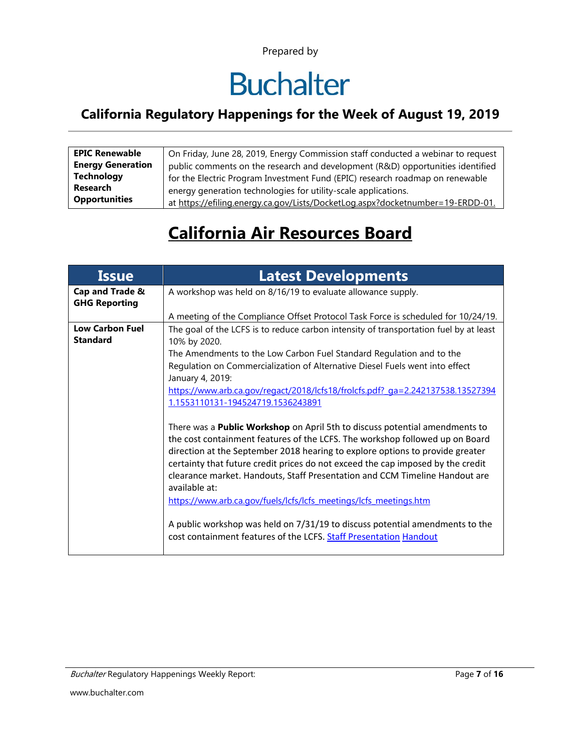Prepared by

# Buchalter

## California Regulatory Happenings for the Week of August 19, 2019

| **EPIC Renewable Energy Generation Technology Research Opportunities** | On Friday, June 28, 2019, Energy Commission staff conducted a webinar to request public comments on the research and development (R&D) opportunities identified for the Electric Program Investment Fund (EPIC) research roadmap on renewable energy generation technologies for utility-scale applications. at https://efiling.energy.ca.gov/Lists/DocketLog.aspx?docketnumber=19-ERDD-01. |
|---|---|

# California Air Resources Board

| Issue | Latest Developments |
|---|---|
| **Cap and Trade & GHG Reporting** | A workshop was held on 8/16/19 to evaluate allowance supply.<br><br>A meeting of the Compliance Offset Protocol Task Force is scheduled for 10/24/19. |
| **Low Carbon Fuel Standard** | The goal of the LCFS is to reduce carbon intensity of transportation fuel by at least 10% by 2020.<br>The Amendments to the Low Carbon Fuel Standard Regulation and to the Regulation on Commercialization of Alternative Diesel Fuels went into effect January 4, 2019:<br>https://www.arb.ca.gov/regact/2018/lcfs18/frolcfs.pdf?_ga=2.242137538.135273941.1553110131-194524719.1536243891<br><br>There was a **Public Workshop** on April 5th to discuss potential amendments to the cost containment features of the LCFS. The workshop followed up on Board direction at the September 2018 hearing to explore options to provide greater certainty that future credit prices do not exceed the cap imposed by the credit clearance market. Handouts, Staff Presentation and CCM Timeline Handout are available at:<br>https://www.arb.ca.gov/fuels/lcfs/lcfs_meetings/lcfs_meetings.htm<br><br>A public workshop was held on 7/31/19 to discuss potential amendments to the cost containment features of the LCFS. Staff Presentation Handout |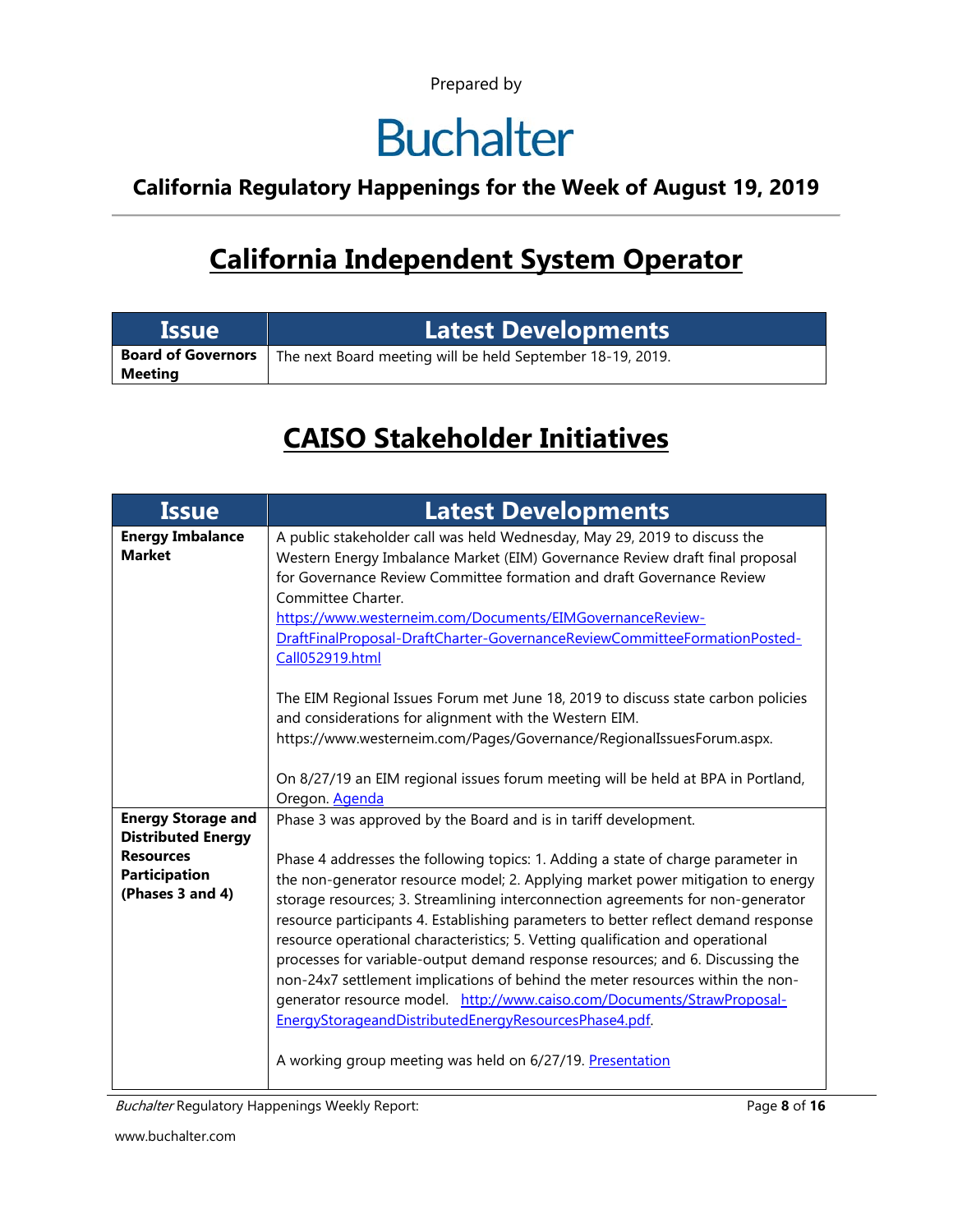Prepared by

Buchalter

**California Regulatory Happenings for the Week of August 19, 2019**

# California Independent System Operator

| Issue | Latest Developments |
|---|---|
| **Board of Governors Meeting** | The next Board meeting will be held September 18-19, 2019. |

# CAISO Stakeholder Initiatives

| Issue | Latest Developments |
|---|---|
| **Energy Imbalance Market** | A public stakeholder call was held Wednesday, May 29, 2019 to discuss the Western Energy Imbalance Market (EIM) Governance Review draft final proposal for Governance Review Committee formation and draft Governance Review Committee Charter. https://www.westerneim.com/Documents/EIMGovernanceReview-DraftFinalProposal-DraftCharter-GovernanceReviewCommitteeFormationPosted-Call052919.html<br><br>The EIM Regional Issues Forum met June 18, 2019 to discuss state carbon policies and considerations for alignment with the Western EIM. https://www.westerneim.com/Pages/Governance/RegionalIssuesForum.aspx.<br><br>On 8/27/19 an EIM regional issues forum meeting will be held at BPA in Portland, Oregon. Agenda |
| **Energy Storage and Distributed Energy Resources Participation (Phases 3 and 4)** | Phase 3 was approved by the Board and is in tariff development.<br><br>Phase 4 addresses the following topics: 1. Adding a state of charge parameter in the non-generator resource model; 2. Applying market power mitigation to energy storage resources; 3. Streamlining interconnection agreements for non-generator resource participants 4. Establishing parameters to better reflect demand response resource operational characteristics; 5. Vetting qualification and operational processes for variable-output demand response resources; and 6. Discussing the non-24x7 settlement implications of behind the meter resources within the non-generator resource model. http://www.caiso.com/Documents/StrawProposal-EnergyStorageandDistributedEnergyResourcesPhase4.pdf.<br><br>A working group meeting was held on 6/27/19. Presentation |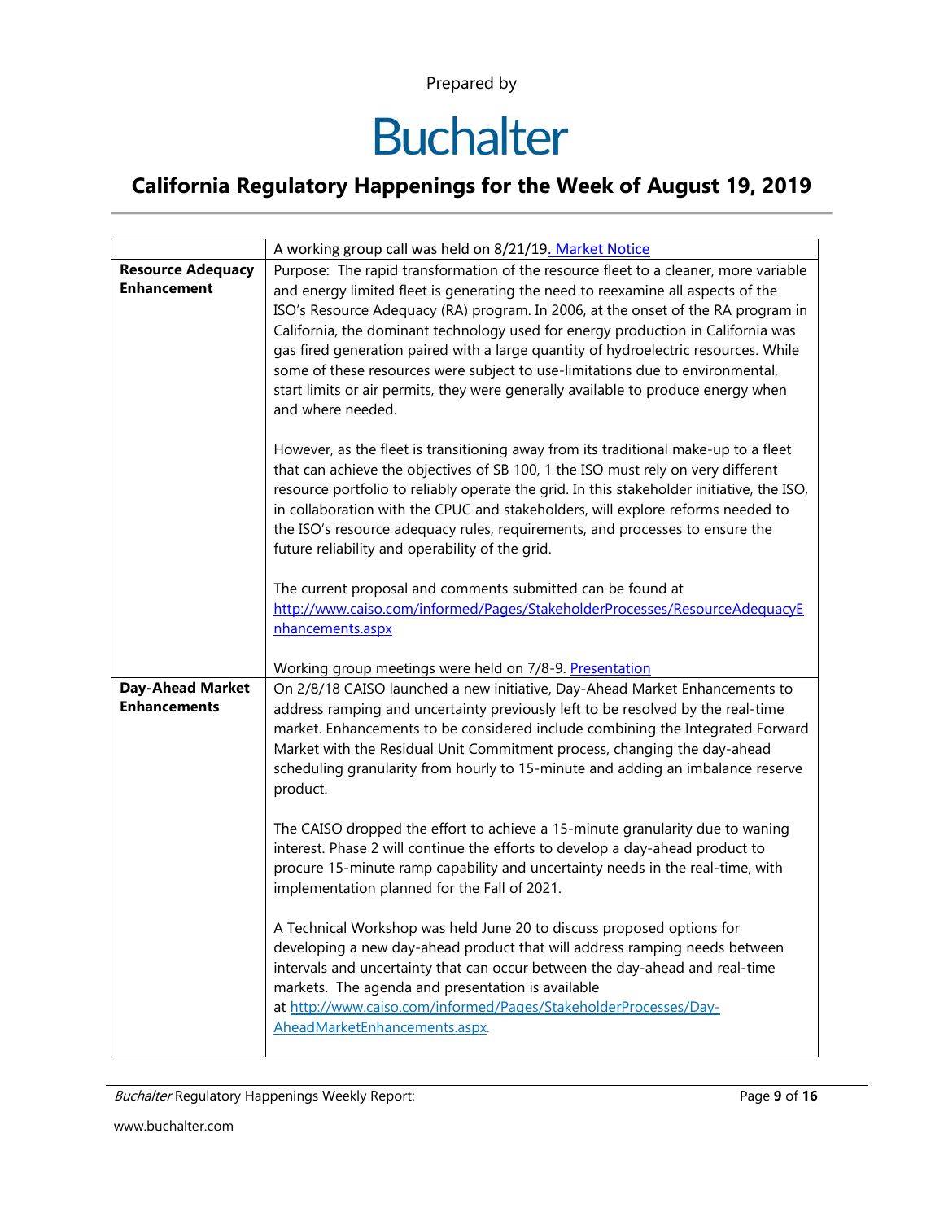Prepared by

# Buchalter

## California Regulatory Happenings for the Week of August 19, 2019

| | |
|---|---|
| | A working group call was held on 8/21/19. Market Notice |
| **Resource Adequacy Enhancement** | Purpose: The rapid transformation of the resource fleet to a cleaner, more variable and energy limited fleet is generating the need to reexamine all aspects of the ISO's Resource Adequacy (RA) program. In 2006, at the onset of the RA program in California, the dominant technology used for energy production in California was gas fired generation paired with a large quantity of hydroelectric resources. While some of these resources were subject to use-limitations due to environmental, start limits or air permits, they were generally available to produce energy when and where needed.<br><br>However, as the fleet is transitioning away from its traditional make-up to a fleet that can achieve the objectives of SB 100, 1 the ISO must rely on very different resource portfolio to reliably operate the grid. In this stakeholder initiative, the ISO, in collaboration with the CPUC and stakeholders, will explore reforms needed to the ISO's resource adequacy rules, requirements, and processes to ensure the future reliability and operability of the grid.<br><br>The current proposal and comments submitted can be found at http://www.caiso.com/informed/Pages/StakeholderProcesses/ResourceAdequacyEnhancements.aspx<br><br>Working group meetings were held on 7/8-9. Presentation |
| **Day-Ahead Market Enhancements** | On 2/8/18 CAISO launched a new initiative, Day-Ahead Market Enhancements to address ramping and uncertainty previously left to be resolved by the real-time market. Enhancements to be considered include combining the Integrated Forward Market with the Residual Unit Commitment process, changing the day-ahead scheduling granularity from hourly to 15-minute and adding an imbalance reserve product.<br><br>The CAISO dropped the effort to achieve a 15-minute granularity due to waning interest. Phase 2 will continue the efforts to develop a day-ahead product to procure 15-minute ramp capability and uncertainty needs in the real-time, with implementation planned for the Fall of 2021.<br><br>A Technical Workshop was held June 20 to discuss proposed options for developing a new day-ahead product that will address ramping needs between intervals and uncertainty that can occur between the day-ahead and real-time markets. The agenda and presentation is available at http://www.caiso.com/informed/Pages/StakeholderProcesses/Day-AheadMarketEnhancements.aspx. |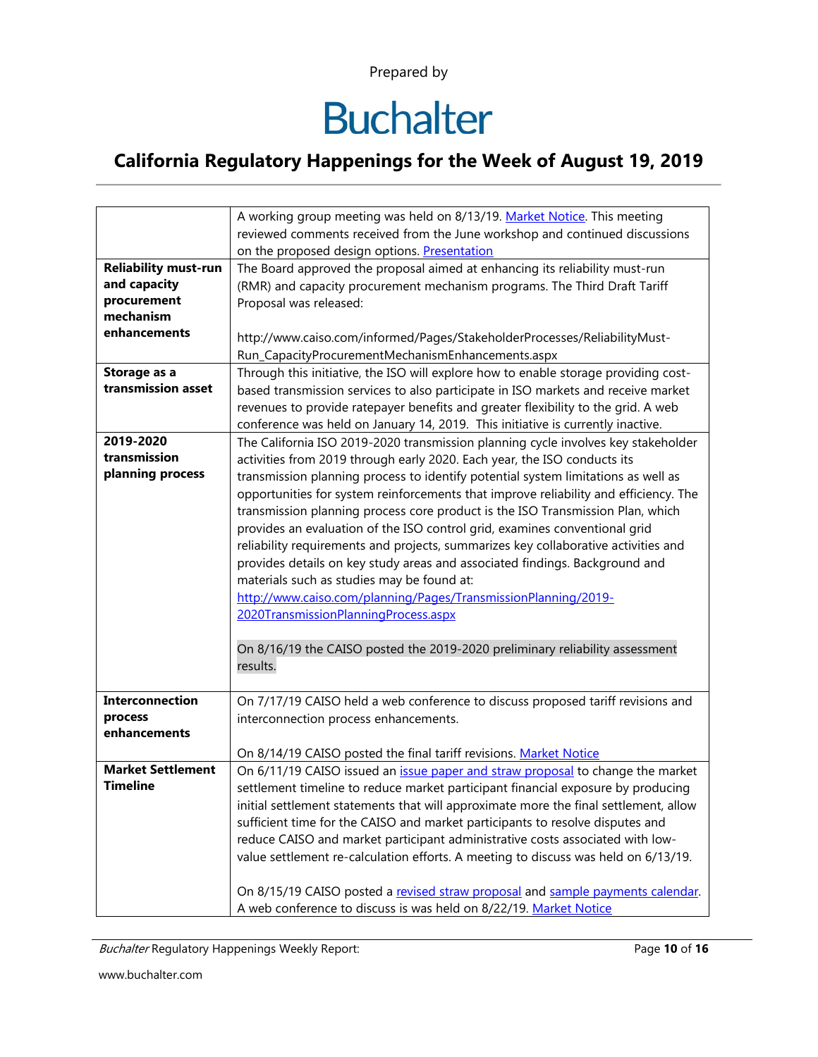Prepared by

# Buchalter

## California Regulatory Happenings for the Week of August 19, 2019

| | |
|---|---|
| | A working group meeting was held on 8/13/19. Market Notice. This meeting reviewed comments received from the June workshop and continued discussions on the proposed design options. Presentation |
| **Reliability must-run and capacity procurement mechanism enhancements** | The Board approved the proposal aimed at enhancing its reliability must-run (RMR) and capacity procurement mechanism programs. The Third Draft Tariff Proposal was released:<br><br>http://www.caiso.com/informed/Pages/StakeholderProcesses/ReliabilityMust-Run_CapacityProcurementMechanismEnhancements.aspx |
| **Storage as a transmission asset** | Through this initiative, the ISO will explore how to enable storage providing cost-based transmission services to also participate in ISO markets and receive market revenues to provide ratepayer benefits and greater flexibility to the grid. A web conference was held on January 14, 2019. This initiative is currently inactive. |
| **2019-2020 transmission planning process** | The California ISO 2019-2020 transmission planning cycle involves key stakeholder activities from 2019 through early 2020. Each year, the ISO conducts its transmission planning process to identify potential system limitations as well as opportunities for system reinforcements that improve reliability and efficiency. The transmission planning process core product is the ISO Transmission Plan, which provides an evaluation of the ISO control grid, examines conventional grid reliability requirements and projects, summarizes key collaborative activities and provides details on key study areas and associated findings. Background and materials such as studies may be found at: http://www.caiso.com/planning/Pages/TransmissionPlanning/2019-2020TransmissionPlanningProcess.aspx<br><br>On 8/16/19 the CAISO posted the 2019-2020 preliminary reliability assessment results. |
| **Interconnection process enhancements** | On 7/17/19 CAISO held a web conference to discuss proposed tariff revisions and interconnection process enhancements.<br><br>On 8/14/19 CAISO posted the final tariff revisions. Market Notice |
| **Market Settlement Timeline** | On 6/11/19 CAISO issued an issue paper and straw proposal to change the market settlement timeline to reduce market participant financial exposure by producing initial settlement statements that will approximate more the final settlement, allow sufficient time for the CAISO and market participants to resolve disputes and reduce CAISO and market participant administrative costs associated with low-value settlement re-calculation efforts. A meeting to discuss was held on 6/13/19.<br><br>On 8/15/19 CAISO posted a revised straw proposal and sample payments calendar. A web conference to discuss is was held on 8/22/19. Market Notice |

*Buchalter* Regulatory Happenings Weekly Report:

www.buchalter.com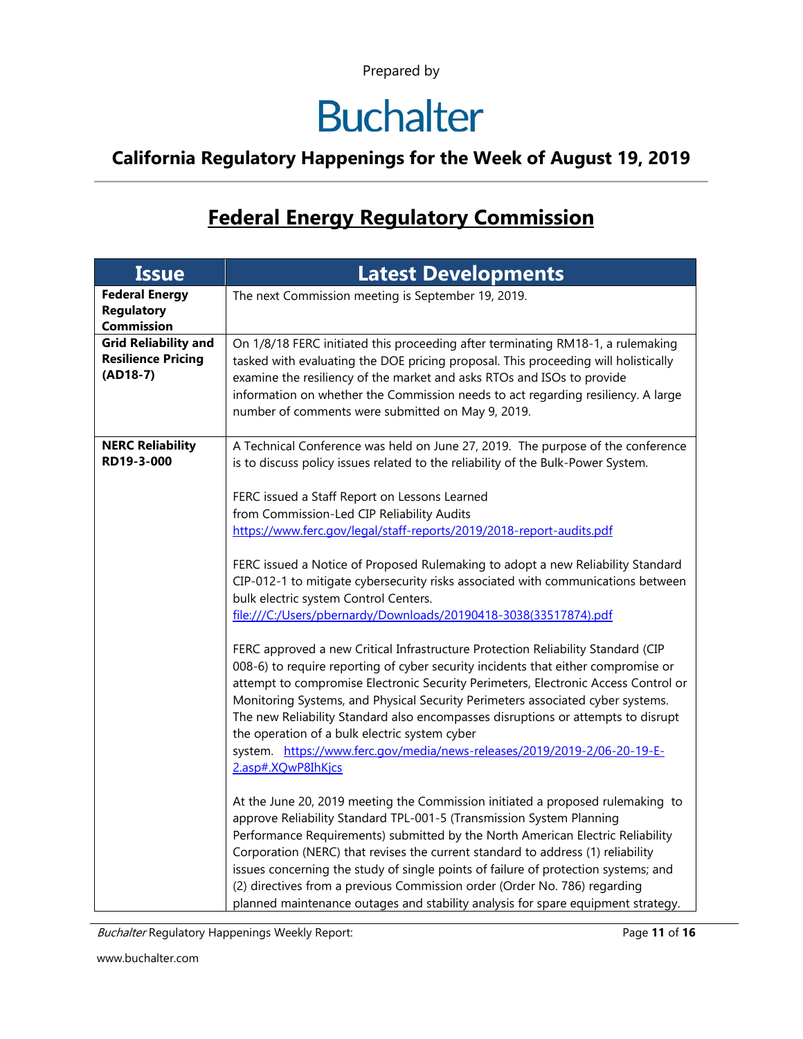Prepared by

# Buchalter

## California Regulatory Happenings for the Week of August 19, 2019

## Federal Energy Regulatory Commission

| Issue | Latest Developments |
|---|---|
| **Federal Energy Regulatory Commission** | The next Commission meeting is September 19, 2019. |
| **Grid Reliability and Resilience Pricing (AD18-7)** | On 1/8/18 FERC initiated this proceeding after terminating RM18-1, a rulemaking tasked with evaluating the DOE pricing proposal. This proceeding will holistically examine the resiliency of the market and asks RTOs and ISOs to provide information on whether the Commission needs to act regarding resiliency. A large number of comments were submitted on May 9, 2019. |
| **NERC Reliability RD19-3-000** | A Technical Conference was held on June 27, 2019. The purpose of the conference is to discuss policy issues related to the reliability of the Bulk-Power System.<br><br>FERC issued a Staff Report on Lessons Learned from Commission-Led CIP Reliability Audits https://www.ferc.gov/legal/staff-reports/2019/2018-report-audits.pdf<br><br>FERC issued a Notice of Proposed Rulemaking to adopt a new Reliability Standard CIP-012-1 to mitigate cybersecurity risks associated with communications between bulk electric system Control Centers. file:///C:/Users/pbernardy/Downloads/20190418-3038(33517874).pdf<br><br>FERC approved a new Critical Infrastructure Protection Reliability Standard (CIP 008-6) to require reporting of cyber security incidents that either compromise or attempt to compromise Electronic Security Perimeters, Electronic Access Control or Monitoring Systems, and Physical Security Perimeters associated cyber systems. The new Reliability Standard also encompasses disruptions or attempts to disrupt the operation of a bulk electric system cyber system. https://www.ferc.gov/media/news-releases/2019/2019-2/06-20-19-E-2.asp#.XQwP8IhKjcs<br><br>At the June 20, 2019 meeting the Commission initiated a proposed rulemaking to approve Reliability Standard TPL-001-5 (Transmission System Planning Performance Requirements) submitted by the North American Electric Reliability Corporation (NERC) that revises the current standard to address (1) reliability issues concerning the study of single points of failure of protection systems; and (2) directives from a previous Commission order (Order No. 786) regarding planned maintenance outages and stability analysis for spare equipment strategy. |

*Buchalter* Regulatory Happenings Weekly Report:

www.buchalter.com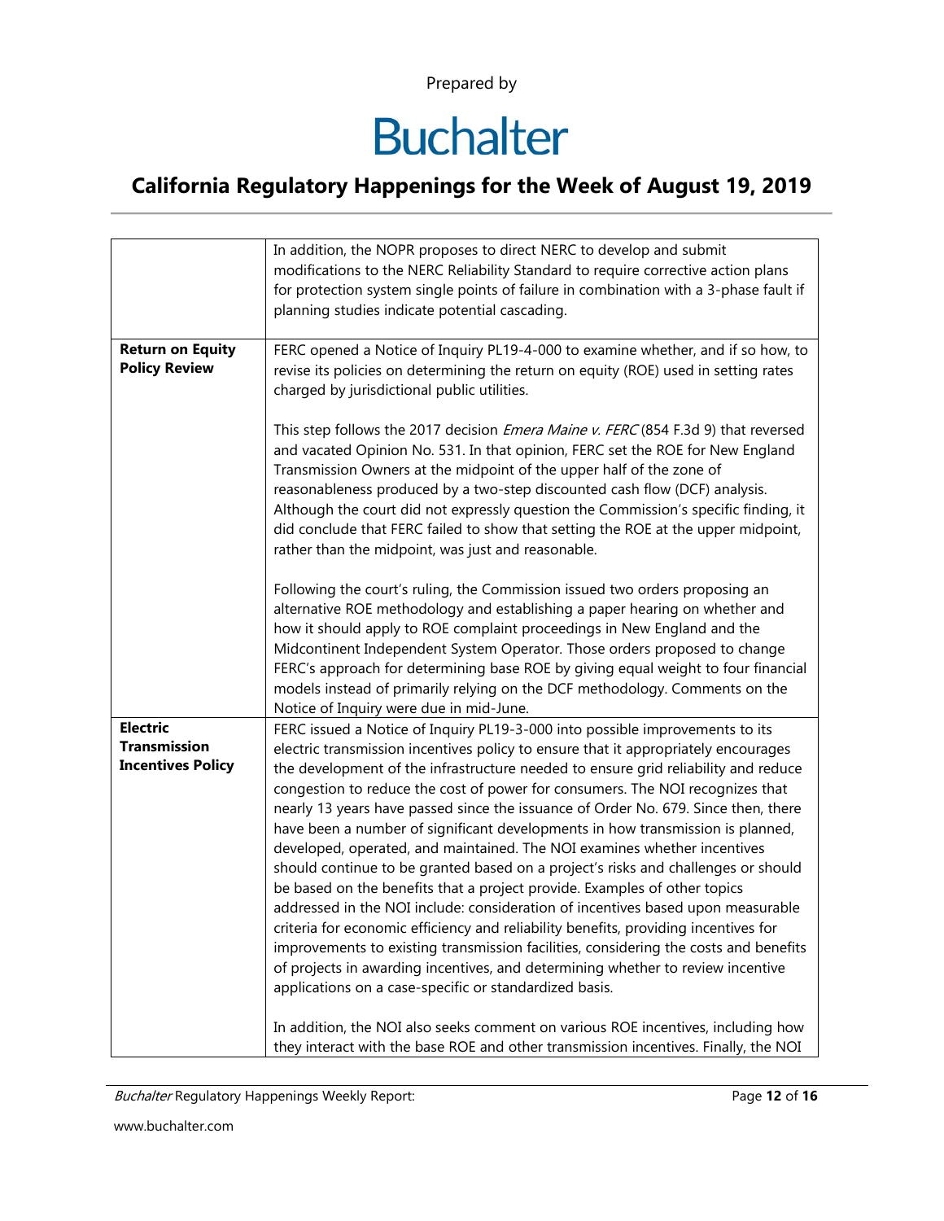| | |
|---|---|
| | In addition, the NOPR proposes to direct NERC to develop and submit modifications to the NERC Reliability Standard to require corrective action plans for protection system single points of failure in combination with a 3-phase fault if planning studies indicate potential cascading. |
| **Return on Equity Policy Review** | FERC opened a Notice of Inquiry PL19-4-000 to examine whether, and if so how, to revise its policies on determining the return on equity (ROE) used in setting rates charged by jurisdictional public utilities.<br><br>This step follows the 2017 decision *Emera Maine v. FERC* (854 F.3d 9) that reversed and vacated Opinion No. 531. In that opinion, FERC set the ROE for New England Transmission Owners at the midpoint of the upper half of the zone of reasonableness produced by a two-step discounted cash flow (DCF) analysis. Although the court did not expressly question the Commission's specific finding, it did conclude that FERC failed to show that setting the ROE at the upper midpoint, rather than the midpoint, was just and reasonable.<br><br>Following the court's ruling, the Commission issued two orders proposing an alternative ROE methodology and establishing a paper hearing on whether and how it should apply to ROE complaint proceedings in New England and the Midcontinent Independent System Operator. Those orders proposed to change FERC's approach for determining base ROE by giving equal weight to four financial models instead of primarily relying on the DCF methodology. Comments on the Notice of Inquiry were due in mid-June. |
| **Electric Transmission Incentives Policy** | FERC issued a Notice of Inquiry PL19-3-000 into possible improvements to its electric transmission incentives policy to ensure that it appropriately encourages the development of the infrastructure needed to ensure grid reliability and reduce congestion to reduce the cost of power for consumers. The NOI recognizes that nearly 13 years have passed since the issuance of Order No. 679. Since then, there have been a number of significant developments in how transmission is planned, developed, operated, and maintained. The NOI examines whether incentives should continue to be granted based on a project's risks and challenges or should be based on the benefits that a project provide. Examples of other topics addressed in the NOI include: consideration of incentives based upon measurable criteria for economic efficiency and reliability benefits, providing incentives for improvements to existing transmission facilities, considering the costs and benefits of projects in awarding incentives, and determining whether to review incentive applications on a case-specific or standardized basis.<br><br>In addition, the NOI also seeks comment on various ROE incentives, including how they interact with the base ROE and other transmission incentives. Finally, the NOI |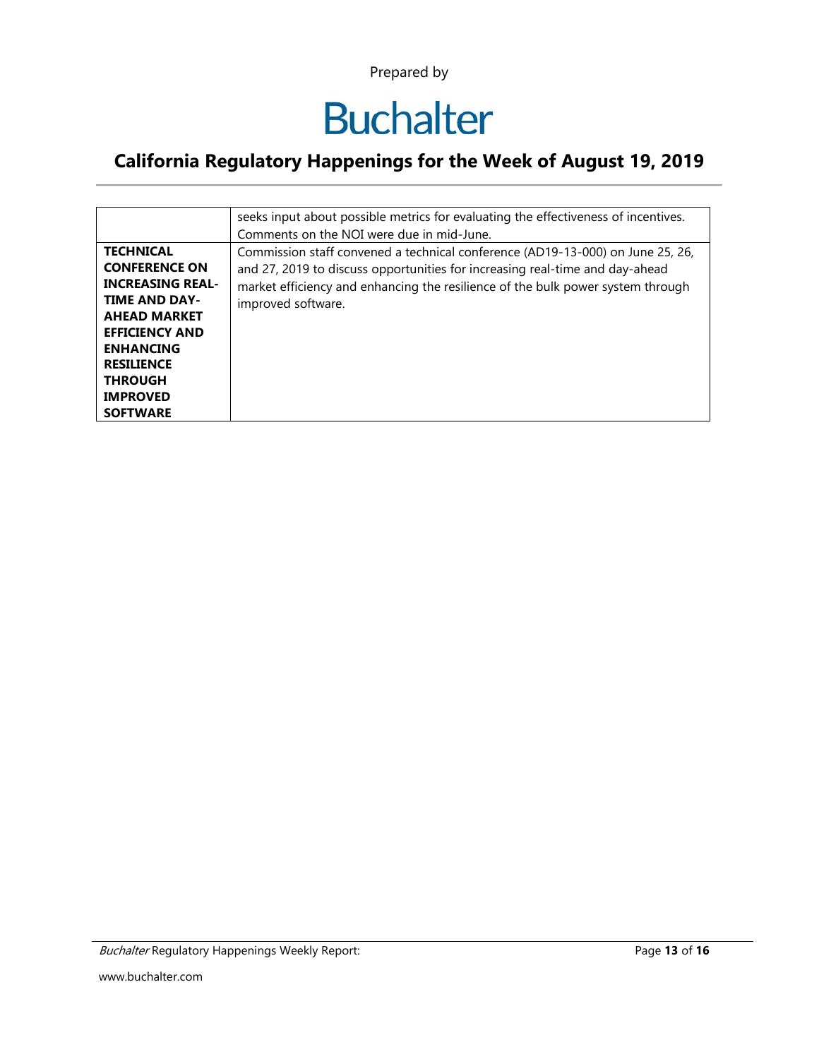| | |
|---|---|
| | seeks input about possible metrics for evaluating the effectiveness of incentives. Comments on the NOI were due in mid-June. |
| **TECHNICAL CONFERENCE ON INCREASING REAL-TIME AND DAY-AHEAD MARKET EFFICIENCY AND ENHANCING RESILIENCE THROUGH IMPROVED SOFTWARE** | Commission staff convened a technical conference (AD19-13-000) on June 25, 26, and 27, 2019 to discuss opportunities for increasing real-time and day-ahead market efficiency and enhancing the resilience of the bulk power system through improved software. |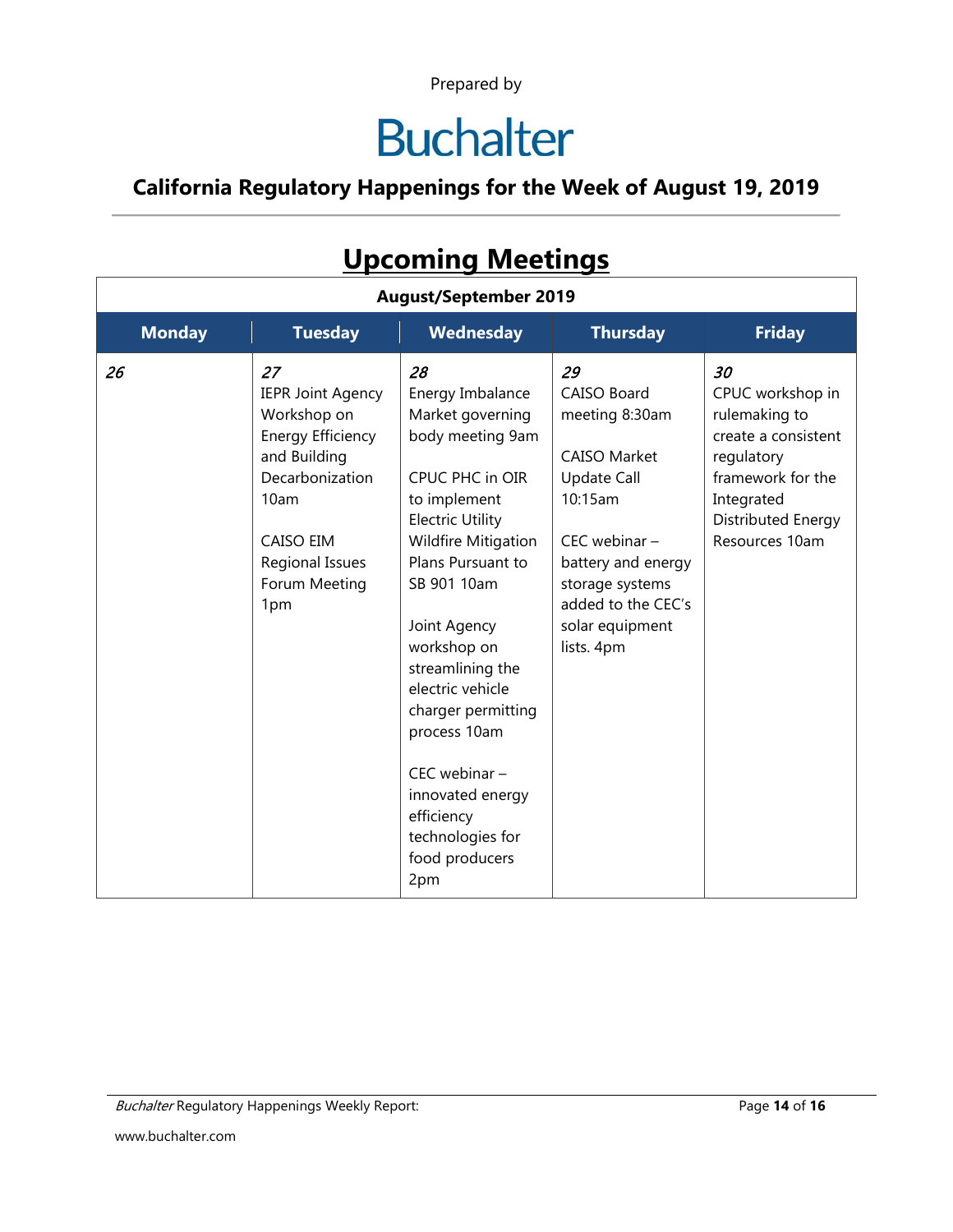Prepared by

# Buchalter

## California Regulatory Happenings for the Week of August 19, 2019

# Upcoming Meetings

| August/September 2019 | | | | |
|---|---|---|---|---|
| **Monday** | **Tuesday** | **Wednesday** | **Thursday** | **Friday** |
| *26* | *27*<br>IEPR Joint Agency Workshop on Energy Efficiency and Building Decarbonization 10am<br><br>CAISO EIM Regional Issues Forum Meeting 1pm | *28*<br>Energy Imbalance Market governing body meeting 9am<br><br>CPUC PHC in OIR to implement Electric Utility Wildfire Mitigation Plans Pursuant to SB 901 10am<br><br>Joint Agency workshop on streamlining the electric vehicle charger permitting process 10am<br><br>CEC webinar – innovated energy efficiency technologies for food producers 2pm | *29*<br>CAISO Board meeting 8:30am<br><br>CAISO Market Update Call 10:15am<br><br>CEC webinar – battery and energy storage systems added to the CEC's solar equipment lists. 4pm | *30*<br>CPUC workshop in rulemaking to create a consistent regulatory framework for the Integrated Distributed Energy Resources 10am |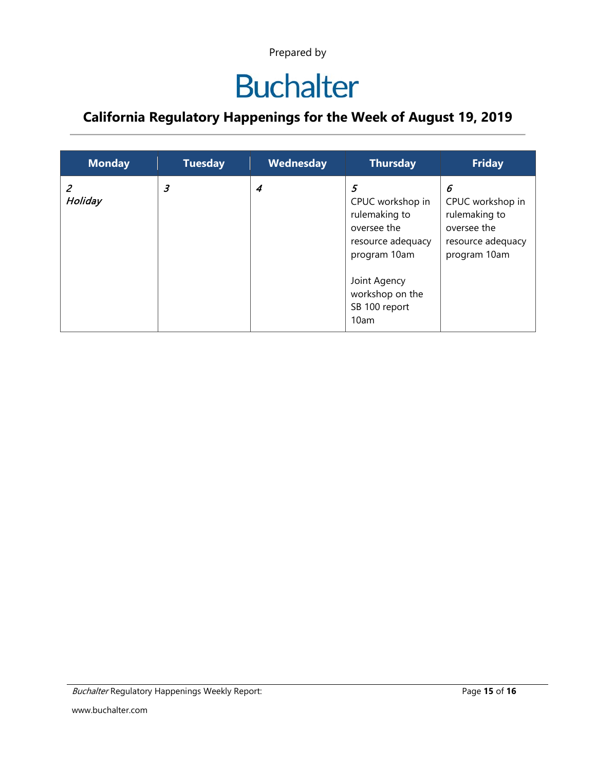Prepared by

# Buchalter

## California Regulatory Happenings for the Week of August 19, 2019

| Monday | Tuesday | Wednesday | Thursday | Friday |
|---|---|---|---|---|
| *2*<br>*Holiday* | *3* | *4* | *5*<br>CPUC workshop in rulemaking to oversee the resource adequacy program 10am<br><br>Joint Agency workshop on the SB 100 report 10am | *6*<br>CPUC workshop in rulemaking to oversee the resource adequacy program 10am |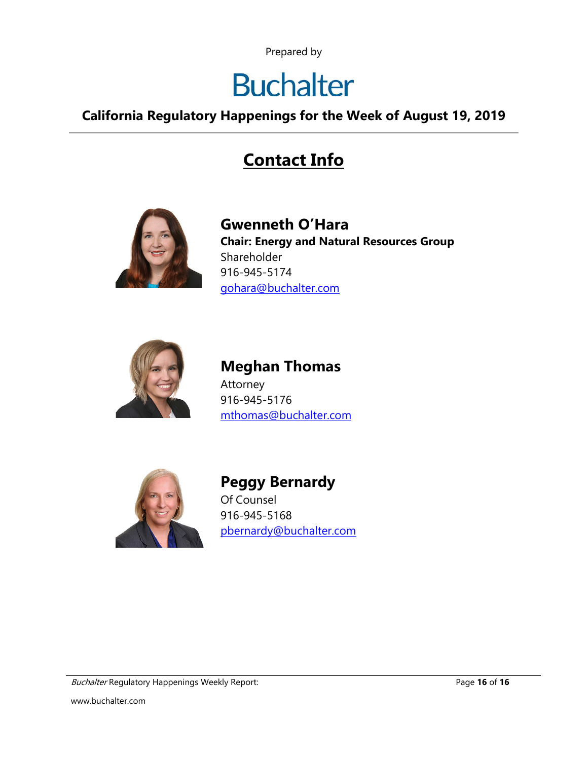Prepared by

# Buchalter

**California Regulatory Happenings for the Week of August 19, 2019**

---

## Contact Info

### Gwenneth O'Hara

**Chair: Energy and Natural Resources Group**
Shareholder
916-945-5174
gohara@buchalter.com

### Meghan Thomas

Attorney
916-945-5176
mthomas@buchalter.com

### Peggy Bernardy

Of Counsel
916-945-5168
pbernardy@buchalter.com